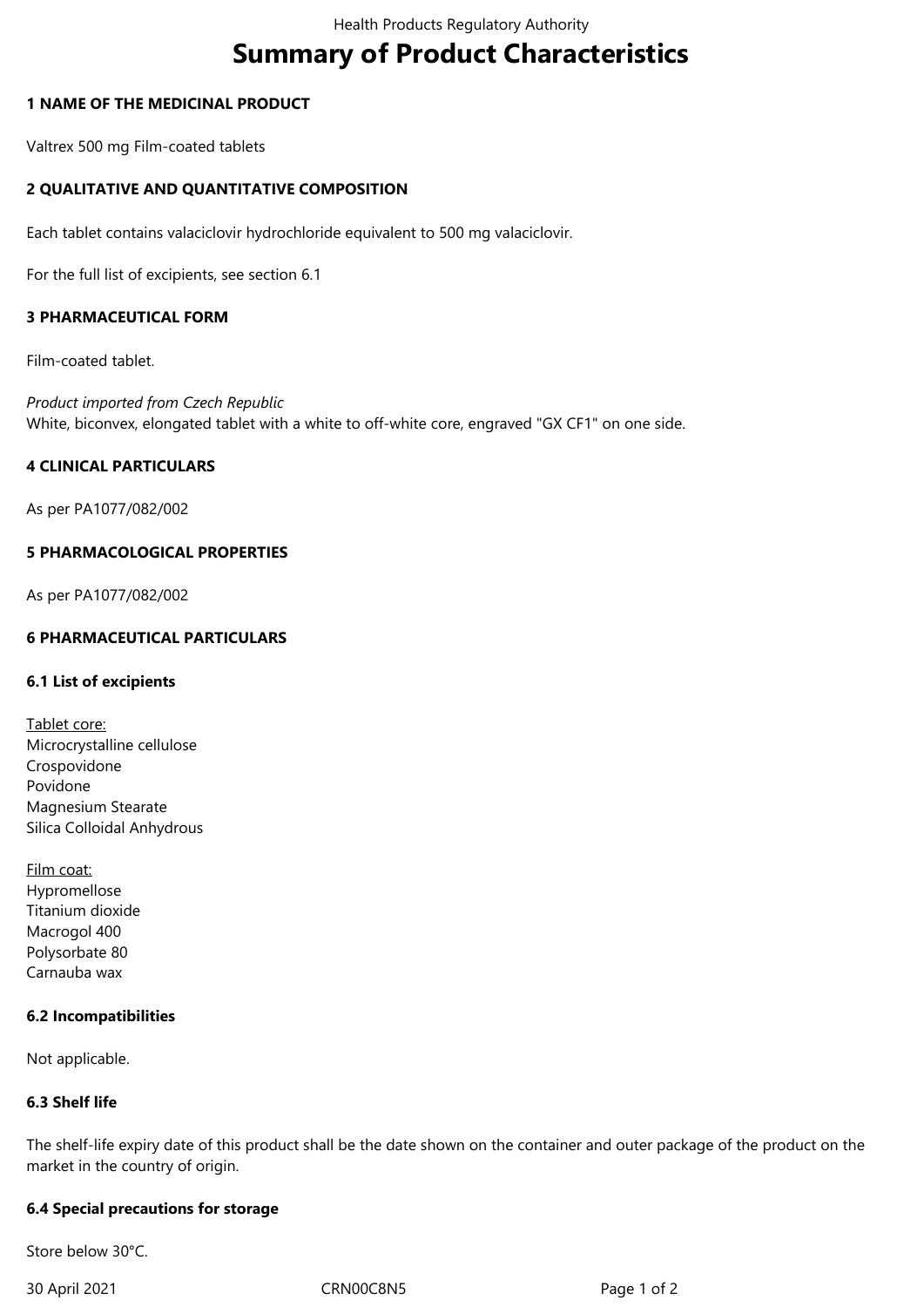# Summary of Product Characteristics

## 1 NAME OF THE MEDICINAL PRODUCT

Valtrex 500 mg Film-coated tablets

## 2 QUALITATIVE AND QUANTITATIVE COMPOSITION

Each tablet contains valaciclovir hydrochloride equivalent to 500 mg valaciclovir.

For the full list of excipients, see section 6.1

## 3 PHARMACEUTICAL FORM

Film-coated tablet.

*Product imported from Czech Republic*
White, biconvex, elongated tablet with a white to off-white core, engraved "GX CF1" on one side.

## 4 CLINICAL PARTICULARS

As per PA1077/082/002

## 5 PHARMACOLOGICAL PROPERTIES

As per PA1077/082/002

## 6 PHARMACEUTICAL PARTICULARS

### 6.1 List of excipients

Tablet core:
Microcrystalline cellulose
Crospovidone
Povidone
Magnesium Stearate
Silica Colloidal Anhydrous

Film coat:
Hypromellose
Titanium dioxide
Macrogol 400
Polysorbate 80
Carnauba wax

### 6.2 Incompatibilities

Not applicable.

### 6.3 Shelf life

The shelf-life expiry date of this product shall be the date shown on the container and outer package of the product on the market in the country of origin.

### 6.4 Special precautions for storage

Store below 30°C.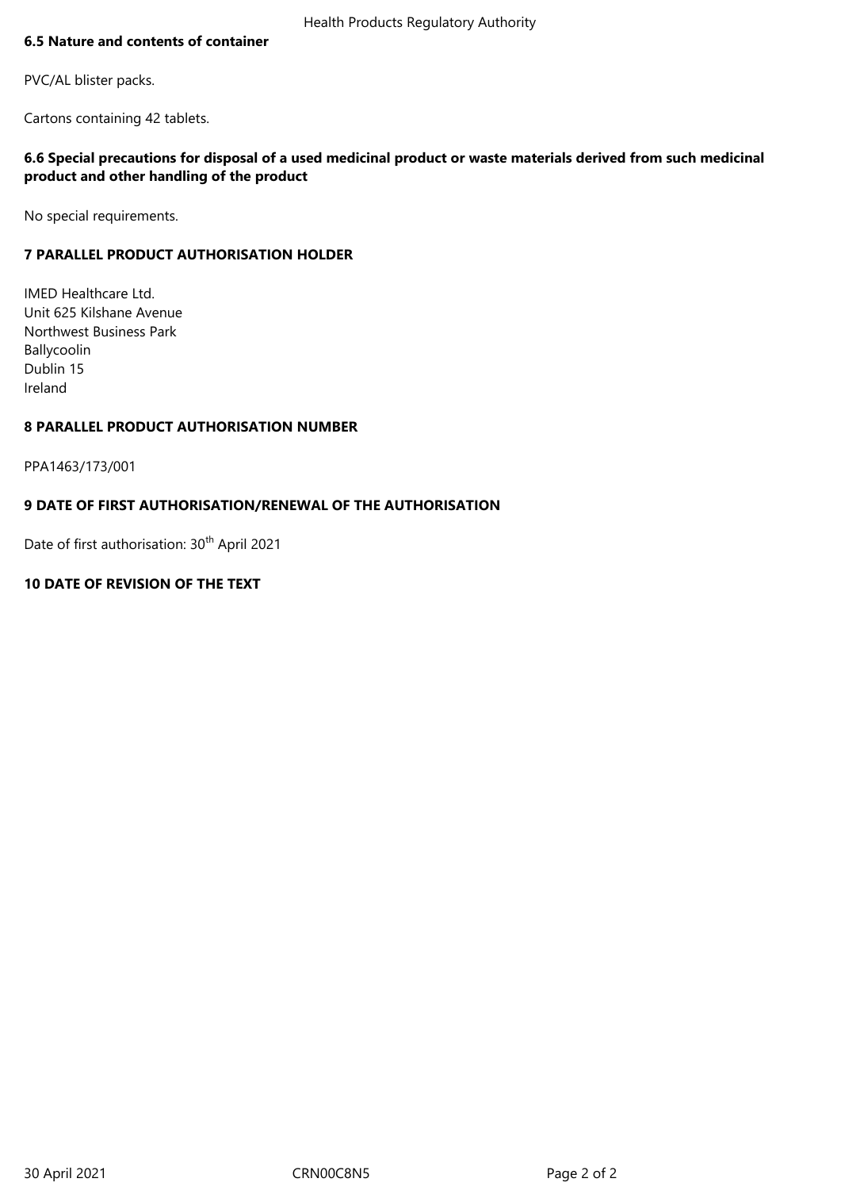### 6.5 Nature and contents of container

PVC/AL blister packs.

Cartons containing 42 tablets.

### 6.6 Special precautions for disposal of a used medicinal product or waste materials derived from such medicinal product and other handling of the product

No special requirements.

## 7 PARALLEL PRODUCT AUTHORISATION HOLDER

IMED Healthcare Ltd.
Unit 625 Kilshane Avenue
Northwest Business Park
Ballycoolin
Dublin 15
Ireland

## 8 PARALLEL PRODUCT AUTHORISATION NUMBER

PPA1463/173/001

## 9 DATE OF FIRST AUTHORISATION/RENEWAL OF THE AUTHORISATION

Date of first authorisation: 30th April 2021

## 10 DATE OF REVISION OF THE TEXT